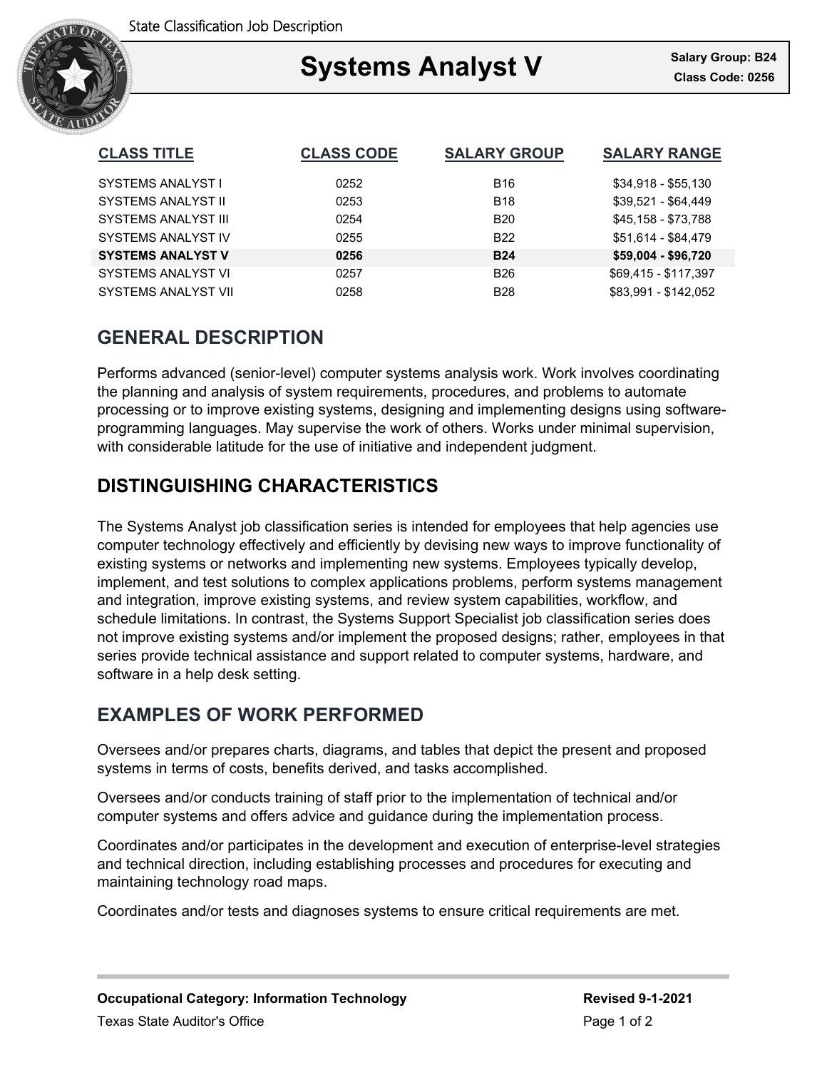State Classification Job Description

# Systems Analyst V

**Salary Group: B24**
**Class Code: 0256**

| CLASS TITLE | CLASS CODE | SALARY GROUP | SALARY RANGE |
|---|---|---|---|
| SYSTEMS ANALYST I | 0252 | B16 | $34,918 - $55,130 |
| SYSTEMS ANALYST II | 0253 | B18 | $39,521 - $64,449 |
| SYSTEMS ANALYST III | 0254 | B20 | $45,158 - $73,788 |
| SYSTEMS ANALYST IV | 0255 | B22 | $51,614 - $84,479 |
| **SYSTEMS ANALYST V** | **0256** | **B24** | **$59,004 - $96,720** |
| SYSTEMS ANALYST VI | 0257 | B26 | $69,415 - $117,397 |
| SYSTEMS ANALYST VII | 0258 | B28 | $83,991 - $142,052 |

## GENERAL DESCRIPTION

Performs advanced (senior-level) computer systems analysis work. Work involves coordinating the planning and analysis of system requirements, procedures, and problems to automate processing or to improve existing systems, designing and implementing designs using software-programming languages. May supervise the work of others. Works under minimal supervision, with considerable latitude for the use of initiative and independent judgment.

## DISTINGUISHING CHARACTERISTICS

The Systems Analyst job classification series is intended for employees that help agencies use computer technology effectively and efficiently by devising new ways to improve functionality of existing systems or networks and implementing new systems. Employees typically develop, implement, and test solutions to complex applications problems, perform systems management and integration, improve existing systems, and review system capabilities, workflow, and schedule limitations. In contrast, the Systems Support Specialist job classification series does not improve existing systems and/or implement the proposed designs; rather, employees in that series provide technical assistance and support related to computer systems, hardware, and software in a help desk setting.

## EXAMPLES OF WORK PERFORMED

Oversees and/or prepares charts, diagrams, and tables that depict the present and proposed systems in terms of costs, benefits derived, and tasks accomplished.

Oversees and/or conducts training of staff prior to the implementation of technical and/or computer systems and offers advice and guidance during the implementation process.

Coordinates and/or participates in the development and execution of enterprise-level strategies and technical direction, including establishing processes and procedures for executing and maintaining technology road maps.

Coordinates and/or tests and diagnoses systems to ensure critical requirements are met.

**Occupational Category: Information Technology**
Texas State Auditor's Office

**Revised 9-1-2021**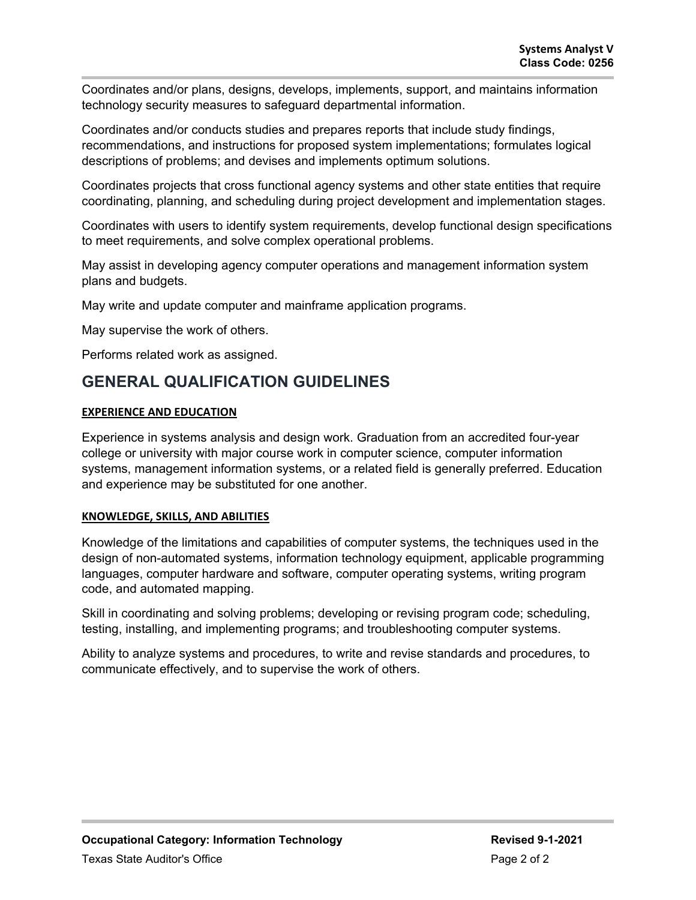Coordinates and/or plans, designs, develops, implements, support, and maintains information technology security measures to safeguard departmental information.

Coordinates and/or conducts studies and prepares reports that include study findings, recommendations, and instructions for proposed system implementations; formulates logical descriptions of problems; and devises and implements optimum solutions.

Coordinates projects that cross functional agency systems and other state entities that require coordinating, planning, and scheduling during project development and implementation stages.

Coordinates with users to identify system requirements, develop functional design specifications to meet requirements, and solve complex operational problems.

May assist in developing agency computer operations and management information system plans and budgets.

May write and update computer and mainframe application programs.

May supervise the work of others.

Performs related work as assigned.

## GENERAL QUALIFICATION GUIDELINES

### EXPERIENCE AND EDUCATION

Experience in systems analysis and design work. Graduation from an accredited four-year college or university with major course work in computer science, computer information systems, management information systems, or a related field is generally preferred. Education and experience may be substituted for one another.

### KNOWLEDGE, SKILLS, AND ABILITIES

Knowledge of the limitations and capabilities of computer systems, the techniques used in the design of non-automated systems, information technology equipment, applicable programming languages, computer hardware and software, computer operating systems, writing program code, and automated mapping.

Skill in coordinating and solving problems; developing or revising program code; scheduling, testing, installing, and implementing programs; and troubleshooting computer systems.

Ability to analyze systems and procedures, to write and revise standards and procedures, to communicate effectively, and to supervise the work of others.